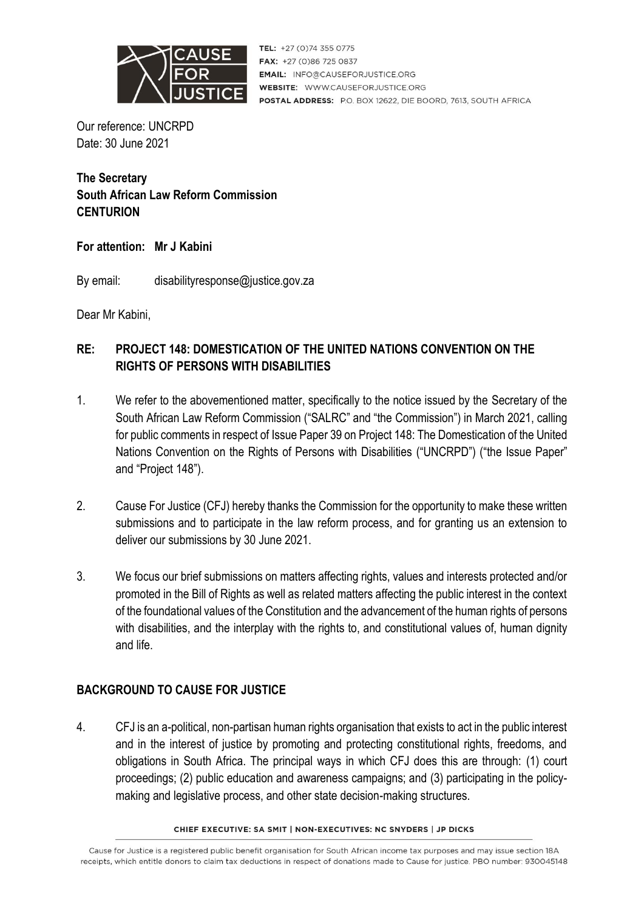TEL: +27 (0)74 355 0775
FAX: +27 (0)86 725 0837
EMAIL: INFO@CAUSEFORJUSTICE.ORG
WEBSITE: WWW.CAUSEFORJUSTICE.ORG
POSTAL ADDRESS: P.O. BOX 12622, DIE BOORD, 7613, SOUTH AFRICA

Our reference: UNCRPD
Date: 30 June 2021

**The Secretary**
**South African Law Reform Commission**
**CENTURION**

**For attention: Mr J Kabini**

By email: disabilityresponse@justice.gov.za

Dear Mr Kabini,

**RE: PROJECT 148: DOMESTICATION OF THE UNITED NATIONS CONVENTION ON THE RIGHTS OF PERSONS WITH DISABILITIES**

1. We refer to the abovementioned matter, specifically to the notice issued by the Secretary of the South African Law Reform Commission ("SALRC" and "the Commission") in March 2021, calling for public comments in respect of Issue Paper 39 on Project 148: The Domestication of the United Nations Convention on the Rights of Persons with Disabilities ("UNCRPD") ("the Issue Paper" and "Project 148").

2. Cause For Justice (CFJ) hereby thanks the Commission for the opportunity to make these written submissions and to participate in the law reform process, and for granting us an extension to deliver our submissions by 30 June 2021.

3. We focus our brief submissions on matters affecting rights, values and interests protected and/or promoted in the Bill of Rights as well as related matters affecting the public interest in the context of the foundational values of the Constitution and the advancement of the human rights of persons with disabilities, and the interplay with the rights to, and constitutional values of, human dignity and life.

## BACKGROUND TO CAUSE FOR JUSTICE

4. CFJ is an a-political, non-partisan human rights organisation that exists to act in the public interest and in the interest of justice by promoting and protecting constitutional rights, freedoms, and obligations in South Africa. The principal ways in which CFJ does this are through: (1) court proceedings; (2) public education and awareness campaigns; and (3) participating in the policy-making and legislative process, and other state decision-making structures.

CHIEF EXECUTIVE: SA SMIT | NON-EXECUTIVES: NC SNYDERS | JP DICKS

Cause for Justice is a registered public benefit organisation for South African income tax purposes and may issue section 18A receipts, which entitle donors to claim tax deductions in respect of donations made to Cause for justice. PBO number: 930045148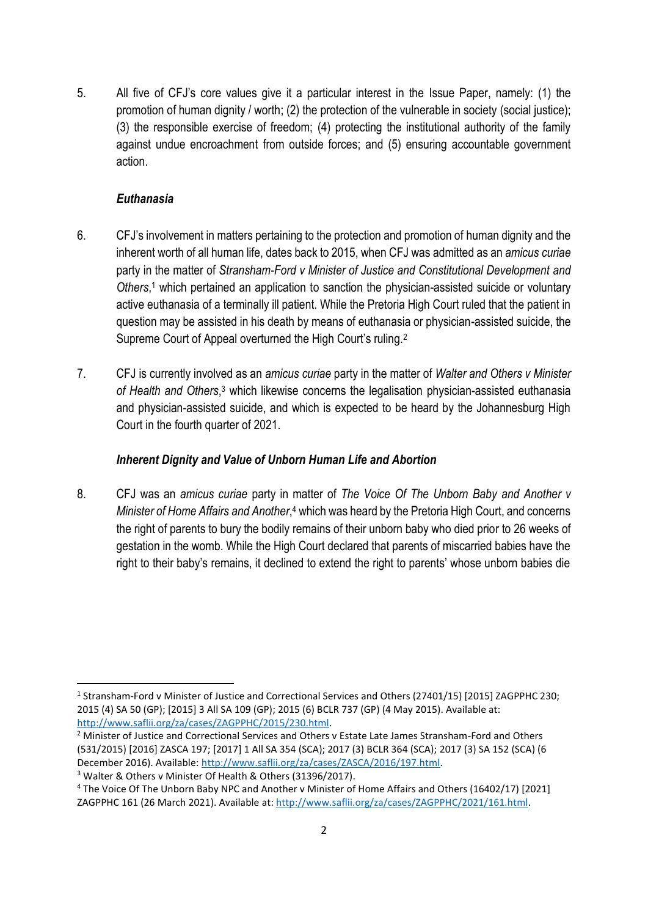5. All five of CFJ's core values give it a particular interest in the Issue Paper, namely: (1) the promotion of human dignity / worth; (2) the protection of the vulnerable in society (social justice); (3) the responsible exercise of freedom; (4) protecting the institutional authority of the family against undue encroachment from outside forces; and (5) ensuring accountable government action.

### *Euthanasia*

6. CFJ's involvement in matters pertaining to the protection and promotion of human dignity and the inherent worth of all human life, dates back to 2015, when CFJ was admitted as an *amicus curiae* party in the matter of *Stransham-Ford v Minister of Justice and Constitutional Development and Others*,[1] which pertained an application to sanction the physician-assisted suicide or voluntary active euthanasia of a terminally ill patient. While the Pretoria High Court ruled that the patient in question may be assisted in his death by means of euthanasia or physician-assisted suicide, the Supreme Court of Appeal overturned the High Court's ruling.[2]

7. CFJ is currently involved as an *amicus curiae* party in the matter of *Walter and Others v Minister of Health and Others*,[3] which likewise concerns the legalisation physician-assisted euthanasia and physician-assisted suicide, and which is expected to be heard by the Johannesburg High Court in the fourth quarter of 2021.

### *Inherent Dignity and Value of Unborn Human Life and Abortion*

8. CFJ was an *amicus curiae* party in matter of *The Voice Of The Unborn Baby and Another v Minister of Home Affairs and Another*,[4] which was heard by the Pretoria High Court, and concerns the right of parents to bury the bodily remains of their unborn baby who died prior to 26 weeks of gestation in the womb. While the High Court declared that parents of miscarried babies have the right to their baby's remains, it declined to extend the right to parents' whose unborn babies die

---

[1] Stransham-Ford v Minister of Justice and Correctional Services and Others (27401/15) [2015] ZAGPPHC 230; 2015 (4) SA 50 (GP); [2015] 3 All SA 109 (GP); 2015 (6) BCLR 737 (GP) (4 May 2015). Available at: http://www.saflii.org/za/cases/ZAGPPHC/2015/230.html.

[2] Minister of Justice and Correctional Services and Others v Estate Late James Stransham-Ford and Others (531/2015) [2016] ZASCA 197; [2017] 1 All SA 354 (SCA); 2017 (3) BCLR 364 (SCA); 2017 (3) SA 152 (SCA) (6 December 2016). Available: http://www.saflii.org/za/cases/ZASCA/2016/197.html.

[3] Walter & Others v Minister Of Health & Others (31396/2017).

[4] The Voice Of The Unborn Baby NPC and Another v Minister of Home Affairs and Others (16402/17) [2021] ZAGPPHC 161 (26 March 2021). Available at: http://www.saflii.org/za/cases/ZAGPPHC/2021/161.html.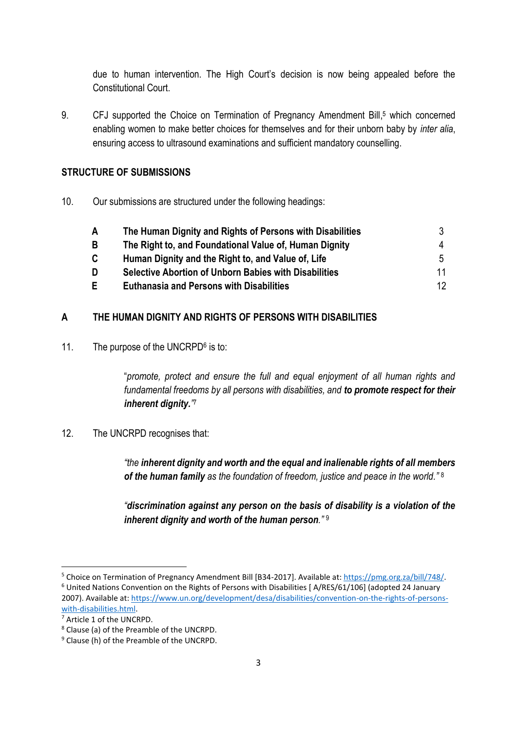due to human intervention. The High Court's decision is now being appealed before the Constitutional Court.

9. CFJ supported the Choice on Termination of Pregnancy Amendment Bill,[5] which concerned enabling women to make better choices for themselves and for their unborn baby by *inter alia*, ensuring access to ultrasound examinations and sufficient mandatory counselling.

## STRUCTURE OF SUBMISSIONS

10. Our submissions are structured under the following headings:

| | | |
|---|---|---|
| **A** | **The Human Dignity and Rights of Persons with Disabilities** | 3 |
| **B** | **The Right to, and Foundational Value of, Human Dignity** | 4 |
| **C** | **Human Dignity and the Right to, and Value of, Life** | 5 |
| **D** | **Selective Abortion of Unborn Babies with Disabilities** | 11 |
| **E** | **Euthanasia and Persons with Disabilities** | 12 |

## A THE HUMAN DIGNITY AND RIGHTS OF PERSONS WITH DISABILITIES

11. The purpose of the UNCRPD[6] is to:

> "*promote, protect and ensure the full and equal enjoyment of all human rights and fundamental freedoms by all persons with disabilities, and* ***to promote respect for their inherent dignity.****"*[7]

12. The UNCRPD recognises that:

> *"the* ***inherent dignity and worth and the equal and inalienable rights of all members of the human family*** *as the foundation of freedom, justice and peace in the world."* [8]
>
> *"****discrimination against any person on the basis of disability is a violation of the inherent dignity and worth of the human person****."* [9]

---

[5] Choice on Termination of Pregnancy Amendment Bill [B34-2017]. Available at: https://pmg.org.za/bill/748/.

[6] United Nations Convention on the Rights of Persons with Disabilities [ A/RES/61/106] (adopted 24 January 2007). Available at: https://www.un.org/development/desa/disabilities/convention-on-the-rights-of-persons-with-disabilities.html.

[7] Article 1 of the UNCRPD.

[8] Clause (a) of the Preamble of the UNCRPD.

[9] Clause (h) of the Preamble of the UNCRPD.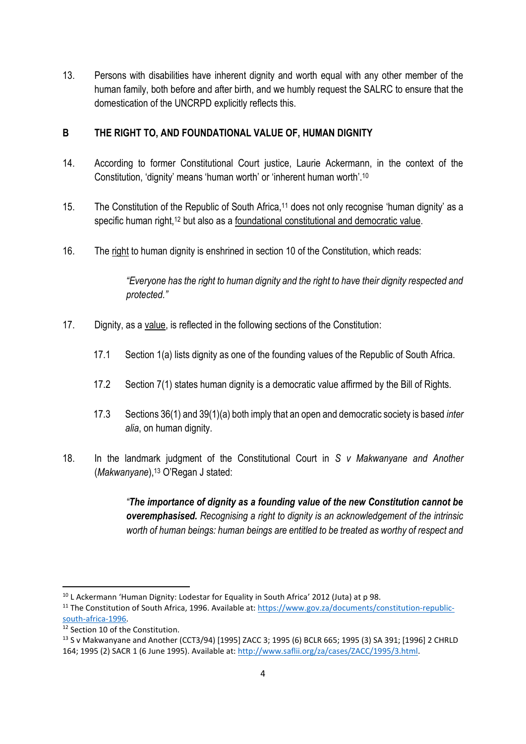13. Persons with disabilities have inherent dignity and worth equal with any other member of the human family, both before and after birth, and we humbly request the SALRC to ensure that the domestication of the UNCRPD explicitly reflects this.

## B THE RIGHT TO, AND FOUNDATIONAL VALUE OF, HUMAN DIGNITY

14. According to former Constitutional Court justice, Laurie Ackermann, in the context of the Constitution, 'dignity' means 'human worth' or 'inherent human worth'.[10]

15. The Constitution of the Republic of South Africa,[11] does not only recognise 'human dignity' as a specific human right,[12] but also as a <u>foundational constitutional and democratic value</u>.

16. The <u>right</u> to human dignity is enshrined in section 10 of the Constitution, which reads:

> *"Everyone has the right to human dignity and the right to have their dignity respected and protected."*

17. Dignity, as a <u>value</u>, is reflected in the following sections of the Constitution:

    17.1 Section 1(a) lists dignity as one of the founding values of the Republic of South Africa.

    17.2 Section 7(1) states human dignity is a democratic value affirmed by the Bill of Rights.

    17.3 Sections 36(1) and 39(1)(a) both imply that an open and democratic society is based *inter alia*, on human dignity.

18. In the landmark judgment of the Constitutional Court in *S v Makwanyane and Another* (*Makwanyane*),[13] O'Regan J stated:

> *"**The importance of dignity as a founding value of the new Constitution cannot be overemphasised.** Recognising a right to dignity is an acknowledgement of the intrinsic worth of human beings: human beings are entitled to be treated as worthy of respect and*

---

[10] L Ackermann 'Human Dignity: Lodestar for Equality in South Africa' 2012 (Juta) at p 98.

[11] The Constitution of South Africa, 1996. Available at: https://www.gov.za/documents/constitution-republic-south-africa-1996.

[12] Section 10 of the Constitution.

[13] S v Makwanyane and Another (CCT3/94) [1995] ZACC 3; 1995 (6) BCLR 665; 1995 (3) SA 391; [1996] 2 CHRLD 164; 1995 (2) SACR 1 (6 June 1995). Available at: http://www.saflii.org/za/cases/ZACC/1995/3.html.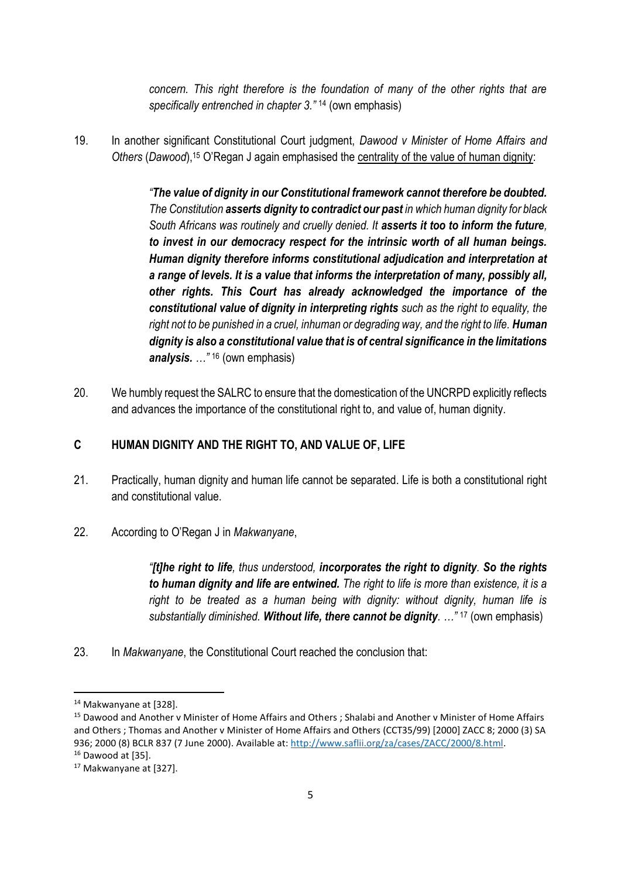> *concern. This right therefore is the foundation of many of the other rights that are specifically entrenched in chapter 3."* [14] (own emphasis)

19. In another significant Constitutional Court judgment, *Dawood v Minister of Home Affairs and Others* (*Dawood*),[15] O'Regan J again emphasised the centrality of the value of human dignity:

> *"**The value of dignity in our Constitutional framework cannot therefore be doubted.** The Constitution **asserts dignity to contradict our past** in which human dignity for black South Africans was routinely and cruelly denied. It **asserts it too to inform the future, to invest in our democracy respect for the intrinsic worth of all human beings. Human dignity therefore informs constitutional adjudication and interpretation at a range of levels. It is a value that informs the interpretation of many, possibly all, other rights. This Court has already acknowledged the importance of the constitutional value of dignity in interpreting rights** such as the right to equality, the right not to be punished in a cruel, inhuman or degrading way, and the right to life. **Human dignity is also a constitutional value that is of central significance in the limitations analysis.** …"* [16] (own emphasis)

20. We humbly request the SALRC to ensure that the domestication of the UNCRPD explicitly reflects and advances the importance of the constitutional right to, and value of, human dignity.

## C HUMAN DIGNITY AND THE RIGHT TO, AND VALUE OF, LIFE

21. Practically, human dignity and human life cannot be separated. Life is both a constitutional right and constitutional value.

22. According to O'Regan J in *Makwanyane*,

> *"[t]he **right to life**, thus understood, **incorporates the right to dignity**. **So the rights to human dignity and life are entwined.** The right to life is more than existence, it is a right to be treated as a human being with dignity: without dignity, human life is substantially diminished. **Without life, there cannot be dignity**. …"* [17] (own emphasis)

23. In *Makwanyane*, the Constitutional Court reached the conclusion that:

---

[14] Makwanyane at [328].

[15] Dawood and Another v Minister of Home Affairs and Others ; Shalabi and Another v Minister of Home Affairs and Others ; Thomas and Another v Minister of Home Affairs and Others (CCT35/99) [2000] ZACC 8; 2000 (3) SA 936; 2000 (8) BCLR 837 (7 June 2000). Available at: http://www.saflii.org/za/cases/ZACC/2000/8.html.

[16] Dawood at [35].

[17] Makwanyane at [327].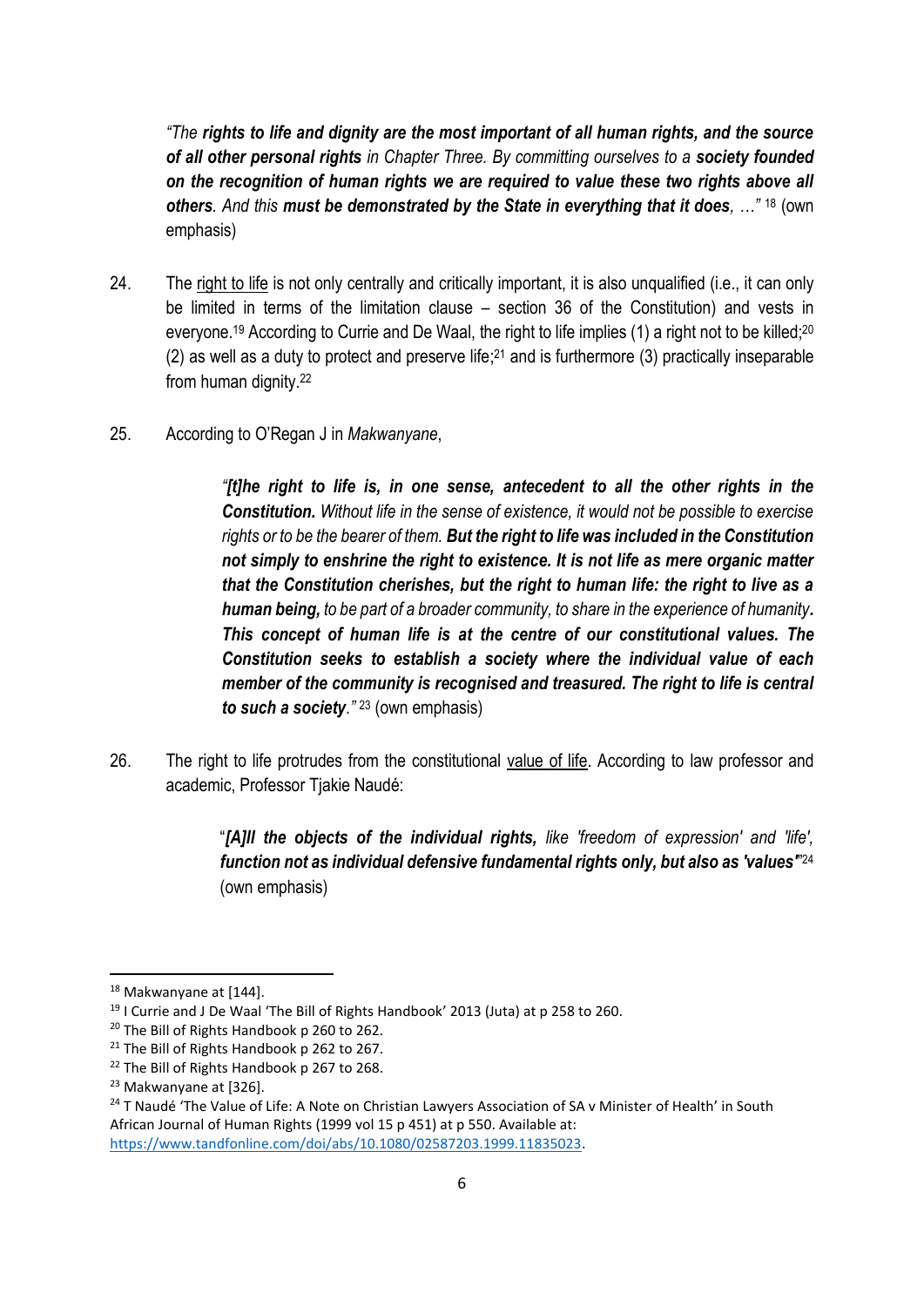> *"The **rights to life and dignity are the most important of all human rights, and the source of all other personal rights** in Chapter Three. By committing ourselves to a **society founded on the recognition of human rights we are required to value these two rights above all others**. And this **must be demonstrated by the State in everything that it does**, …"* [18] (own emphasis)

24. The <u>right to life</u> is not only centrally and critically important, it is also unqualified (i.e., it can only be limited in terms of the limitation clause – section 36 of the Constitution) and vests in everyone.[19] According to Currie and De Waal, the right to life implies (1) a right not to be killed;[20] (2) as well as a duty to protect and preserve life;[21] and is furthermore (3) practically inseparable from human dignity.[22]

25. According to O'Regan J in *Makwanyane*,

> *"**[t]he right to life is, in one sense, antecedent to all the other rights in the Constitution.** Without life in the sense of existence, it would not be possible to exercise rights or to be the bearer of them. **But the right to life was included in the Constitution not simply to enshrine the right to existence. It is not life as mere organic matter that the Constitution cherishes, but the right to human life: the right to live as a human being,** to be part of a broader community, to share in the experience of humanity**. This concept of human life is at the centre of our constitutional values. The Constitution seeks to establish a society where the individual value of each member of the community is recognised and treasured. The right to life is central to such a society**."* [23] (own emphasis)

26. The right to life protrudes from the constitutional <u>value of life</u>. According to law professor and academic, Professor Tjakie Naudé:

> "***[A]ll the objects of the individual rights,** like 'freedom of expression' and 'life', **function not as individual defensive fundamental rights only, but also as 'values'***"[24] (own emphasis)

---

[18] Makwanyane at [144].

[19] I Currie and J De Waal 'The Bill of Rights Handbook' 2013 (Juta) at p 258 to 260.

[20] The Bill of Rights Handbook p 260 to 262.

[21] The Bill of Rights Handbook p 262 to 267.

[22] The Bill of Rights Handbook p 267 to 268.

[23] Makwanyane at [326].

[24] T Naudé 'The Value of Life: A Note on Christian Lawyers Association of SA v Minister of Health' in South African Journal of Human Rights (1999 vol 15 p 451) at p 550. Available at: https://www.tandfonline.com/doi/abs/10.1080/02587203.1999.11835023.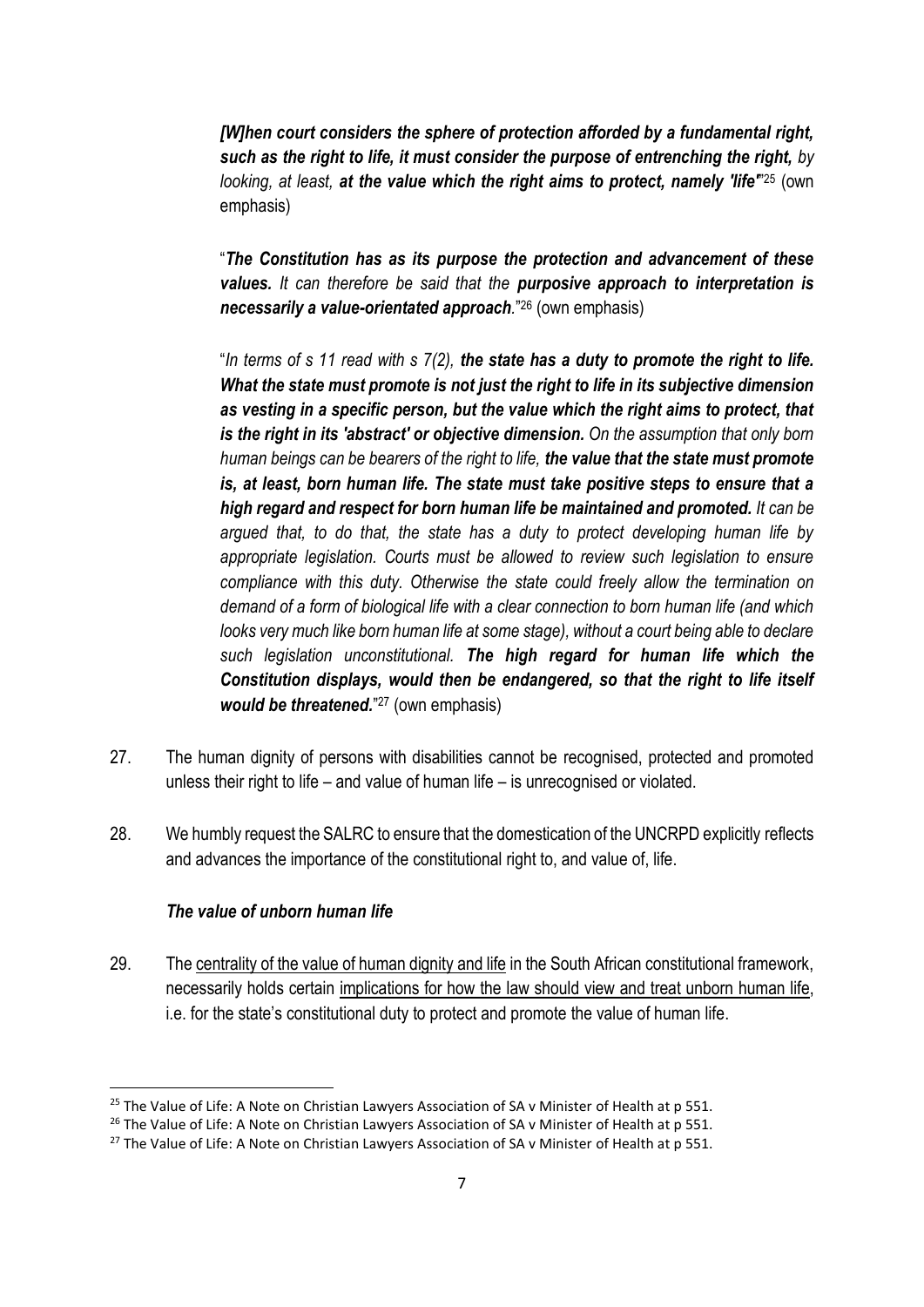> ***[W]hen court considers the sphere of protection afforded by a fundamental right, such as the right to life, it must consider the purpose of entrenching the right,*** *by looking, at least,* ***at the value which the right aims to protect, namely 'life'***"[25] (own emphasis)

> "***The Constitution has as its purpose the protection and advancement of these values.*** *It can therefore be said that the* ***purposive approach to interpretation is necessarily a value-orientated approach****.*"[26] (own emphasis)

> "*In terms of s 11 read with s 7(2),* ***the state has a duty to promote the right to life. What the state must promote is not just the right to life in its subjective dimension as vesting in a specific person, but the value which the right aims to protect, that is the right in its 'abstract' or objective dimension.*** *On the assumption that only born human beings can be bearers of the right to life,* ***the value that the state must promote is, at least, born human life. The state must take positive steps to ensure that a high regard and respect for born human life be maintained and promoted.*** *It can be argued that, to do that, the state has a duty to protect developing human life by appropriate legislation. Courts must be allowed to review such legislation to ensure compliance with this duty. Otherwise the state could freely allow the termination on demand of a form of biological life with a clear connection to born human life (and which looks very much like born human life at some stage), without a court being able to declare such legislation unconstitutional.* ***The high regard for human life which the Constitution displays, would then be endangered, so that the right to life itself would be threatened.***"[27] (own emphasis)

27. The human dignity of persons with disabilities cannot be recognised, protected and promoted unless their right to life – and value of human life – is unrecognised or violated.

28. We humbly request the SALRC to ensure that the domestication of the UNCRPD explicitly reflects and advances the importance of the constitutional right to, and value of, life.

### *The value of unborn human life*

29. The <u>centrality of the value of human dignity and life</u> in the South African constitutional framework, necessarily holds certain <u>implications for how the law should view and treat unborn human life</u>, i.e. for the state's constitutional duty to protect and promote the value of human life.

---

[25] The Value of Life: A Note on Christian Lawyers Association of SA v Minister of Health at p 551.

[26] The Value of Life: A Note on Christian Lawyers Association of SA v Minister of Health at p 551.

[27] The Value of Life: A Note on Christian Lawyers Association of SA v Minister of Health at p 551.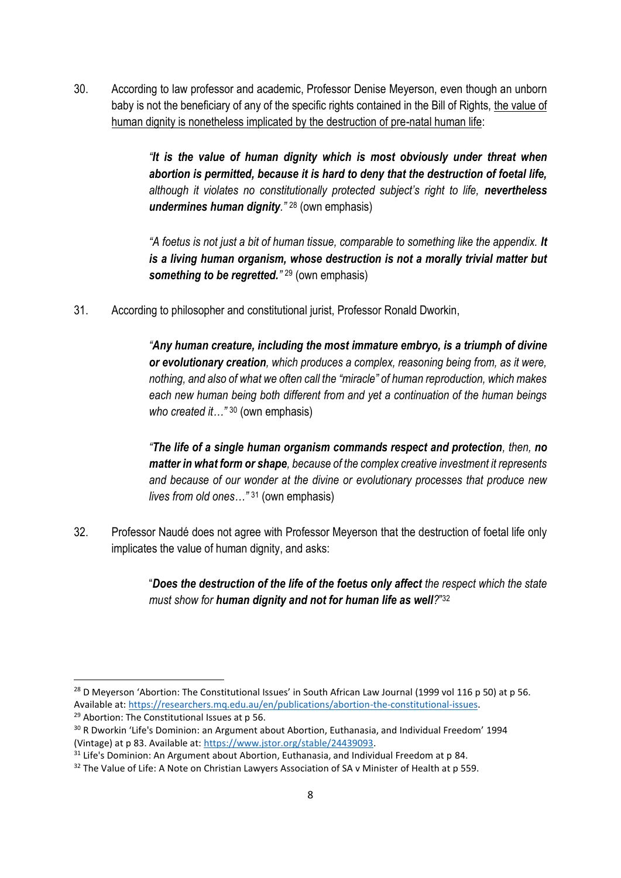30. According to law professor and academic, Professor Denise Meyerson, even though an unborn baby is not the beneficiary of any of the specific rights contained in the Bill of Rights, <u>the value of human dignity is nonetheless implicated by the destruction of pre-natal human life</u>:

> *"**It is the value of human dignity which is most obviously under threat when abortion is permitted, because it is hard to deny that the destruction of foetal life,** although it violates no constitutionally protected subject's right to life, **nevertheless undermines human dignity**."* [28] (own emphasis)

> *"A foetus is not just a bit of human tissue, comparable to something like the appendix. **It is a living human organism, whose destruction is not a morally trivial matter but something to be regretted.**"* [29] (own emphasis)

31. According to philosopher and constitutional jurist, Professor Ronald Dworkin,

> *"**Any human creature, including the most immature embryo, is a triumph of divine or evolutionary creation**, which produces a complex, reasoning being from, as it were, nothing, and also of what we often call the "miracle" of human reproduction, which makes each new human being both different from and yet a continuation of the human beings who created it…"* [30] (own emphasis)

> *"**The life of a single human organism commands respect and protection**, then, **no matter in what form or shape**, because of the complex creative investment it represents and because of our wonder at the divine or evolutionary processes that produce new lives from old ones…"* [31] (own emphasis)

32. Professor Naudé does not agree with Professor Meyerson that the destruction of foetal life only implicates the value of human dignity, and asks:

> "***Does the destruction of the life of the foetus only affect** the respect which the state must show for **human dignity and not for human life as well**?*"[32]

---

[28] D Meyerson 'Abortion: The Constitutional Issues' in South African Law Journal (1999 vol 116 p 50) at p 56. Available at: https://researchers.mq.edu.au/en/publications/abortion-the-constitutional-issues.

[29] Abortion: The Constitutional Issues at p 56.

[30] R Dworkin 'Life's Dominion: an Argument about Abortion, Euthanasia, and Individual Freedom' 1994 (Vintage) at p 83. Available at: https://www.jstor.org/stable/24439093.

[31] Life's Dominion: An Argument about Abortion, Euthanasia, and Individual Freedom at p 84.

[32] The Value of Life: A Note on Christian Lawyers Association of SA v Minister of Health at p 559.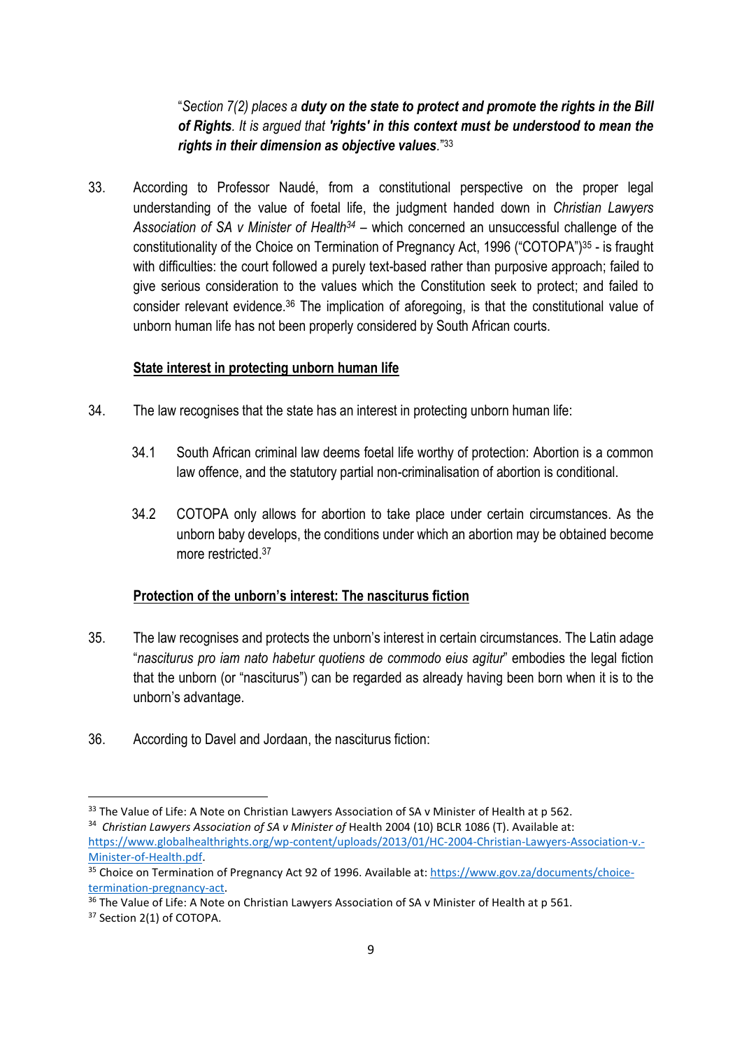"*Section 7(2) places a* ***duty on the state to protect and promote the rights in the Bill of Rights****. It is argued that* ***'rights' in this context must be understood to mean the rights in their dimension as objective values***."[33]

33. According to Professor Naudé, from a constitutional perspective on the proper legal understanding of the value of foetal life, the judgment handed down in *Christian Lawyers Association of SA v Minister of Health*[34] – which concerned an unsuccessful challenge of the constitutionality of the Choice on Termination of Pregnancy Act, 1996 ("COTOPA")[35] - is fraught with difficulties: the court followed a purely text-based rather than purposive approach; failed to give serious consideration to the values which the Constitution seek to protect; and failed to consider relevant evidence.[36] The implication of aforegoing, is that the constitutional value of unborn human life has not been properly considered by South African courts.

**State interest in protecting unborn human life**

34. The law recognises that the state has an interest in protecting unborn human life:

    34.1 South African criminal law deems foetal life worthy of protection: Abortion is a common law offence, and the statutory partial non-criminalisation of abortion is conditional.

    34.2 COTOPA only allows for abortion to take place under certain circumstances. As the unborn baby develops, the conditions under which an abortion may be obtained become more restricted.[37]

**Protection of the unborn's interest: The nasciturus fiction**

35. The law recognises and protects the unborn's interest in certain circumstances. The Latin adage "*nasciturus pro iam nato habetur quotiens de commodo eius agitur*" embodies the legal fiction that the unborn (or "nasciturus") can be regarded as already having been born when it is to the unborn's advantage.

36. According to Davel and Jordaan, the nasciturus fiction:

---

[33] The Value of Life: A Note on Christian Lawyers Association of SA v Minister of Health at p 562.

[34] *Christian Lawyers Association of SA v Minister of* Health 2004 (10) BCLR 1086 (T). Available at: https://www.globalhealthrights.org/wp-content/uploads/2013/01/HC-2004-Christian-Lawyers-Association-v.-Minister-of-Health.pdf.

[35] Choice on Termination of Pregnancy Act 92 of 1996. Available at: https://www.gov.za/documents/choice-termination-pregnancy-act.

[36] The Value of Life: A Note on Christian Lawyers Association of SA v Minister of Health at p 561.

[37] Section 2(1) of COTOPA.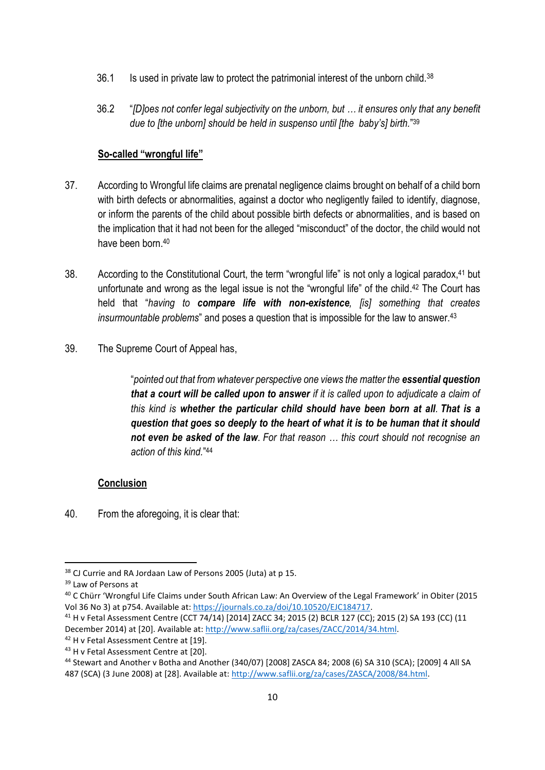36.1 Is used in private law to protect the patrimonial interest of the unborn child.[38]

36.2 "*[D]oes not confer legal subjectivity on the unborn, but … it ensures only that any benefit due to [the unborn] should be held in suspenso until [the baby's] birth.*"[39]

**So-called "wrongful life"**

37. According to Wrongful life claims are prenatal negligence claims brought on behalf of a child born with birth defects or abnormalities, against a doctor who negligently failed to identify, diagnose, or inform the parents of the child about possible birth defects or abnormalities, and is based on the implication that it had not been for the alleged "misconduct" of the doctor, the child would not have been born.[40]

38. According to the Constitutional Court, the term "wrongful life" is not only a logical paradox,[41] but unfortunate and wrong as the legal issue is not the "wrongful life" of the child.[42] The Court has held that "*having to* ***compare life with non-existence****, [is] something that creates insurmountable problems*" and poses a question that is impossible for the law to answer.[43]

39. The Supreme Court of Appeal has,

> "*pointed out that from whatever perspective one views the matter the* ***essential question that a court will be called upon to answer*** *if it is called upon to adjudicate a claim of this kind is* ***whether the particular child should have been born at all****.* ***That is a question that goes so deeply to the heart of what it is to be human that it should not even be asked of the law****. For that reason … this court should not recognise an action of this kind.*"[44]

**Conclusion**

40. From the aforegoing, it is clear that:

---

[38] CJ Currie and RA Jordaan Law of Persons 2005 (Juta) at p 15.

[39] Law of Persons at

[40] C Chürr 'Wrongful Life Claims under South African Law: An Overview of the Legal Framework' in Obiter (2015 Vol 36 No 3) at p754. Available at: https://journals.co.za/doi/10.10520/EJC184717.

[41] H v Fetal Assessment Centre (CCT 74/14) [2014] ZACC 34; 2015 (2) BCLR 127 (CC); 2015 (2) SA 193 (CC) (11 December 2014) at [20]. Available at: http://www.saflii.org/za/cases/ZACC/2014/34.html.

[42] H v Fetal Assessment Centre at [19].

[43] H v Fetal Assessment Centre at [20].

[44] Stewart and Another v Botha and Another (340/07) [2008] ZASCA 84; 2008 (6) SA 310 (SCA); [2009] 4 All SA 487 (SCA) (3 June 2008) at [28]. Available at: http://www.saflii.org/za/cases/ZASCA/2008/84.html.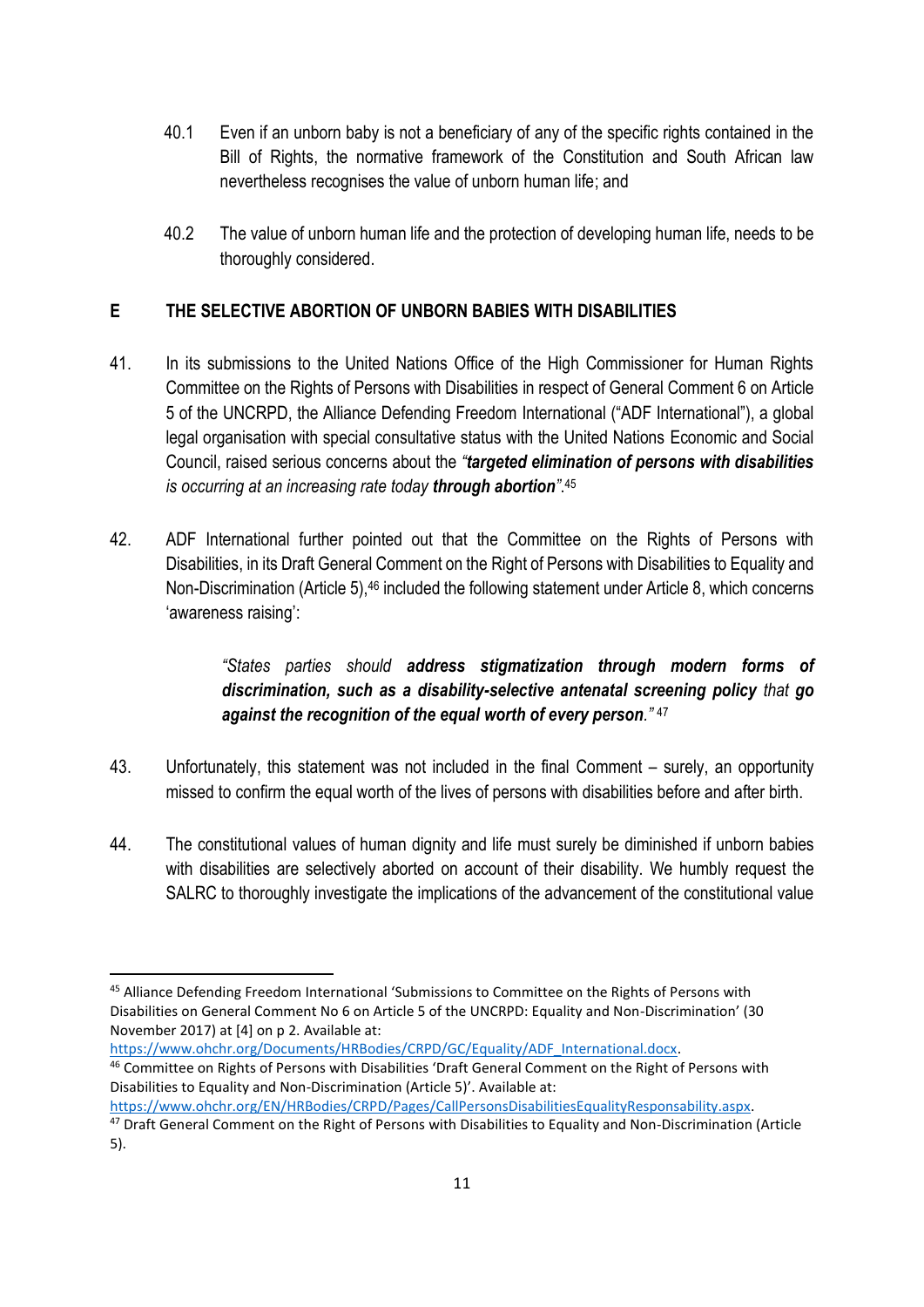40.1 Even if an unborn baby is not a beneficiary of any of the specific rights contained in the Bill of Rights, the normative framework of the Constitution and South African law nevertheless recognises the value of unborn human life; and

40.2 The value of unborn human life and the protection of developing human life, needs to be thoroughly considered.

## E THE SELECTIVE ABORTION OF UNBORN BABIES WITH DISABILITIES

41. In its submissions to the United Nations Office of the High Commissioner for Human Rights Committee on the Rights of Persons with Disabilities in respect of General Comment 6 on Article 5 of the UNCRPD, the Alliance Defending Freedom International ("ADF International"), a global legal organisation with special consultative status with the United Nations Economic and Social Council, raised serious concerns about the *"**targeted elimination of persons with disabilities** is occurring at an increasing rate today **through abortion**"*.[45]

42. ADF International further pointed out that the Committee on the Rights of Persons with Disabilities, in its Draft General Comment on the Right of Persons with Disabilities to Equality and Non-Discrimination (Article 5),[46] included the following statement under Article 8, which concerns 'awareness raising':

> *"States parties should **address stigmatization through modern forms of discrimination, such as a disability-selective antenatal screening policy** that **go against the recognition of the equal worth of every person**."* [47]

43. Unfortunately, this statement was not included in the final Comment – surely, an opportunity missed to confirm the equal worth of the lives of persons with disabilities before and after birth.

44. The constitutional values of human dignity and life must surely be diminished if unborn babies with disabilities are selectively aborted on account of their disability. We humbly request the SALRC to thoroughly investigate the implications of the advancement of the constitutional value

---

[45] Alliance Defending Freedom International 'Submissions to Committee on the Rights of Persons with Disabilities on General Comment No 6 on Article 5 of the UNCRPD: Equality and Non-Discrimination' (30 November 2017) at [4] on p 2. Available at: https://www.ohchr.org/Documents/HRBodies/CRPD/GC/Equality/ADF_International.docx.

[46] Committee on Rights of Persons with Disabilities 'Draft General Comment on the Right of Persons with Disabilities to Equality and Non-Discrimination (Article 5)'. Available at: https://www.ohchr.org/EN/HRBodies/CRPD/Pages/CallPersonsDisabilitiesEqualityResponsability.aspx.

[47] Draft General Comment on the Right of Persons with Disabilities to Equality and Non-Discrimination (Article 5).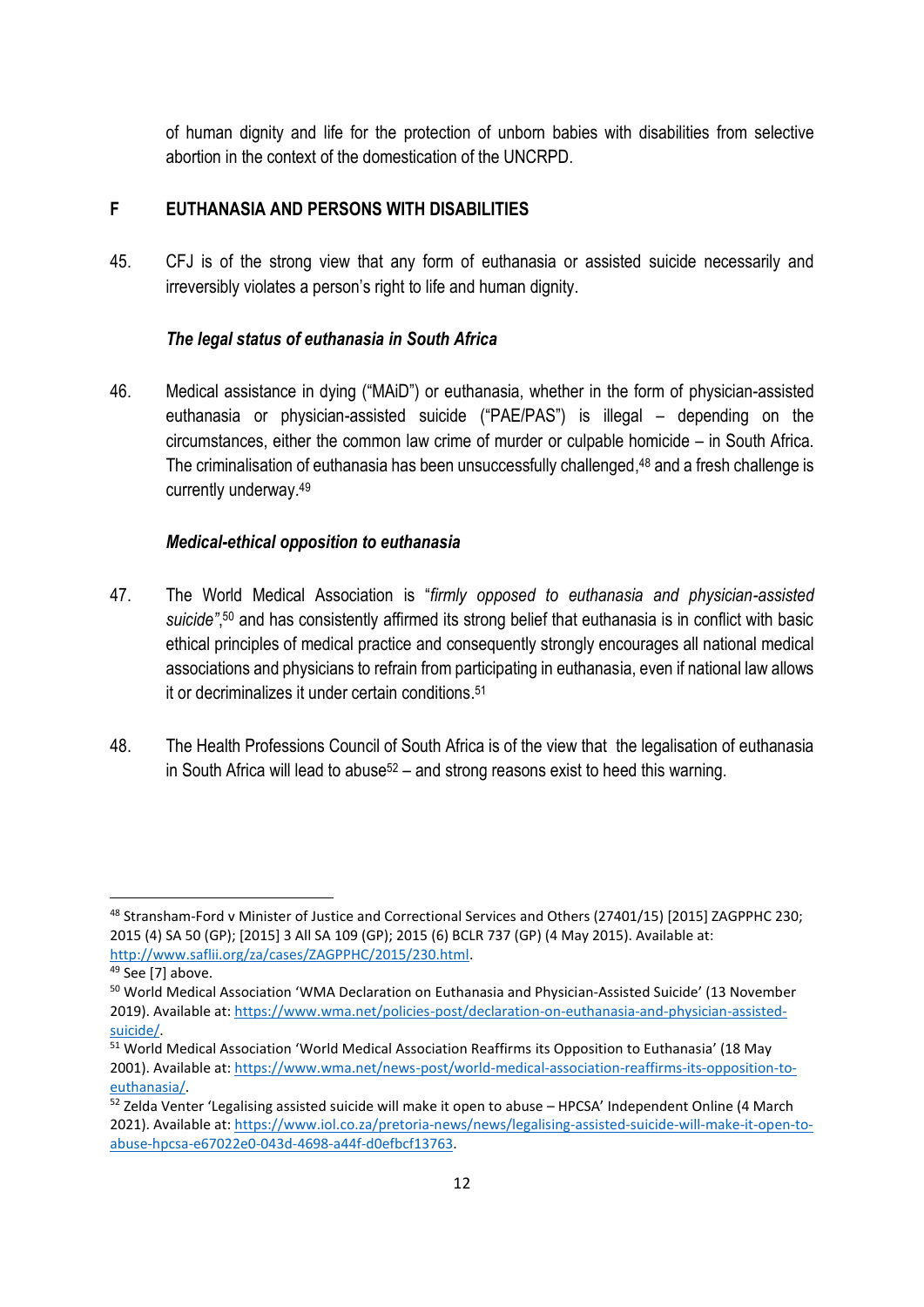of human dignity and life for the protection of unborn babies with disabilities from selective abortion in the context of the domestication of the UNCRPD.

## F EUTHANASIA AND PERSONS WITH DISABILITIES

45. CFJ is of the strong view that any form of euthanasia or assisted suicide necessarily and irreversibly violates a person's right to life and human dignity.

### *The legal status of euthanasia in South Africa*

46. Medical assistance in dying ("MAiD") or euthanasia, whether in the form of physician-assisted euthanasia or physician-assisted suicide ("PAE/PAS") is illegal – depending on the circumstances, either the common law crime of murder or culpable homicide – in South Africa. The criminalisation of euthanasia has been unsuccessfully challenged,[48] and a fresh challenge is currently underway.[49]

### *Medical-ethical opposition to euthanasia*

47. The World Medical Association is "*firmly opposed to euthanasia and physician-assisted suicide*",[50] and has consistently affirmed its strong belief that euthanasia is in conflict with basic ethical principles of medical practice and consequently strongly encourages all national medical associations and physicians to refrain from participating in euthanasia, even if national law allows it or decriminalizes it under certain conditions.[51]

48. The Health Professions Council of South Africa is of the view that the legalisation of euthanasia in South Africa will lead to abuse[52] – and strong reasons exist to heed this warning.

---

[48] Stransham-Ford v Minister of Justice and Correctional Services and Others (27401/15) [2015] ZAGPPHC 230; 2015 (4) SA 50 (GP); [2015] 3 All SA 109 (GP); 2015 (6) BCLR 737 (GP) (4 May 2015). Available at: http://www.saflii.org/za/cases/ZAGPPHC/2015/230.html.

[49] See [7] above.

[50] World Medical Association 'WMA Declaration on Euthanasia and Physician-Assisted Suicide' (13 November 2019). Available at: https://www.wma.net/policies-post/declaration-on-euthanasia-and-physician-assisted-suicide/.

[51] World Medical Association 'World Medical Association Reaffirms its Opposition to Euthanasia' (18 May 2001). Available at: https://www.wma.net/news-post/world-medical-association-reaffirms-its-opposition-to-euthanasia/.

[52] Zelda Venter 'Legalising assisted suicide will make it open to abuse – HPCSA' Independent Online (4 March 2021). Available at: https://www.iol.co.za/pretoria-news/news/legalising-assisted-suicide-will-make-it-open-to-abuse-hpcsa-e67022e0-043d-4698-a44f-d0efbcf13763.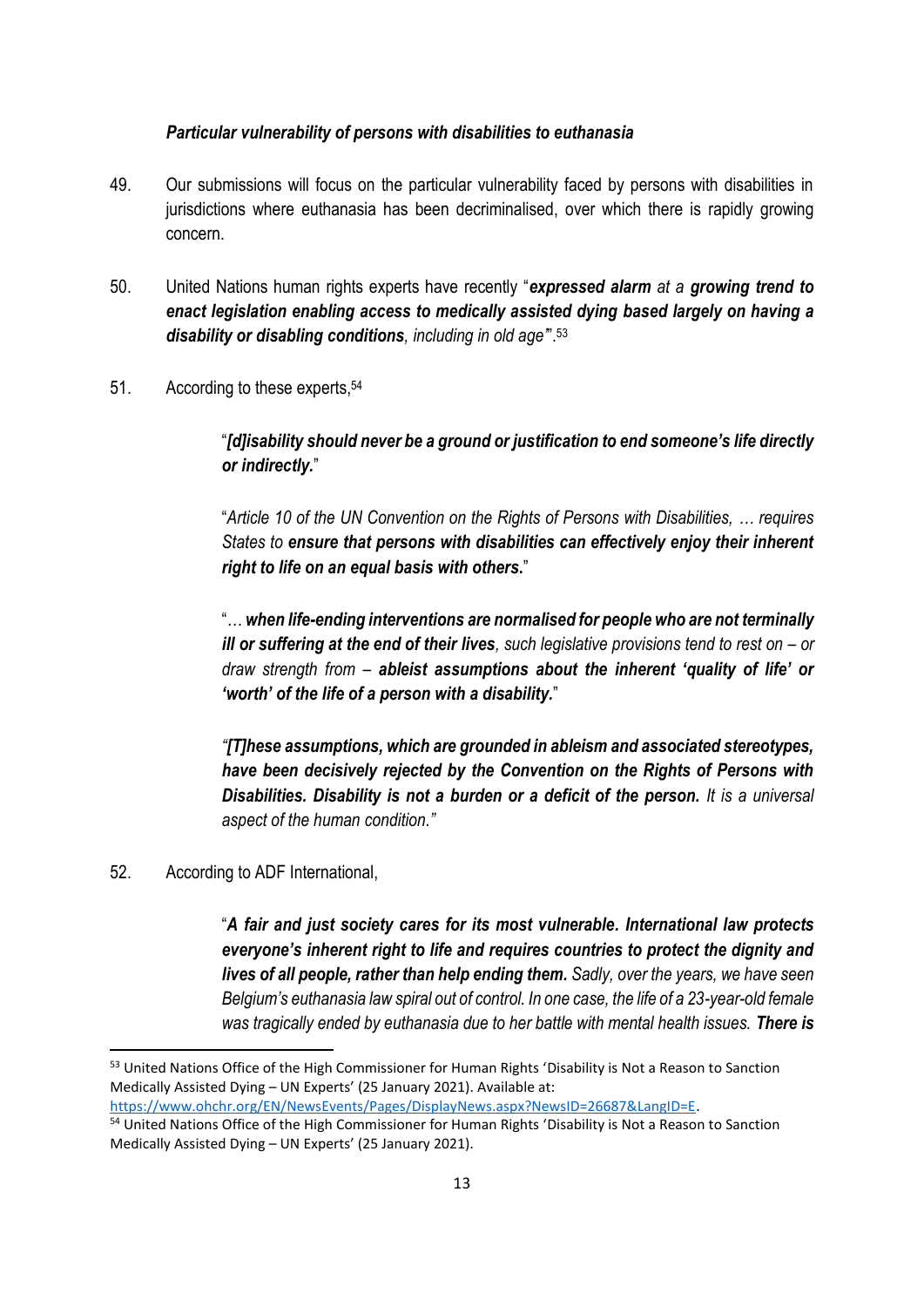***Particular vulnerability of persons with disabilities to euthanasia***

49. Our submissions will focus on the particular vulnerability faced by persons with disabilities in jurisdictions where euthanasia has been decriminalised, over which there is rapidly growing concern.

50. United Nations human rights experts have recently "***expressed alarm** at a **growing trend to enact legislation enabling access to medically assisted dying based largely on having a disability or disabling conditions**, including in old age*".[53]

51. According to these experts,[54]

> "***[d]isability should never be a ground or justification to end someone's life directly or indirectly.***"
>
> "*Article 10 of the UN Convention on the Rights of Persons with Disabilities, … requires States to **ensure that persons with disabilities can effectively enjoy their inherent right to life on an equal basis with others.***"
>
> "*… **when life-ending interventions are normalised for people who are not terminally ill or suffering at the end of their lives**, such legislative provisions tend to rest on – or draw strength from – **ableist assumptions about the inherent 'quality of life' or 'worth' of the life of a person with a disability.***"
>
> *"**[T]hese assumptions, which are grounded in ableism and associated stereotypes, have been decisively rejected by the Convention on the Rights of Persons with Disabilities. Disability is not a burden or a deficit of the person.** It is a universal aspect of the human condition."*

52. According to ADF International,

> "***A fair and just society cares for its most vulnerable. International law protects everyone's inherent right to life and requires countries to protect the dignity and lives of all people, rather than help ending them.** Sadly, over the years, we have seen Belgium's euthanasia law spiral out of control. In one case, the life of a 23-year-old female was tragically ended by euthanasia due to her battle with mental health issues. **There is***

---

[53] United Nations Office of the High Commissioner for Human Rights 'Disability is Not a Reason to Sanction Medically Assisted Dying – UN Experts' (25 January 2021). Available at: https://www.ohchr.org/EN/NewsEvents/Pages/DisplayNews.aspx?NewsID=26687&LangID=E.

[54] United Nations Office of the High Commissioner for Human Rights 'Disability is Not a Reason to Sanction Medically Assisted Dying – UN Experts' (25 January 2021).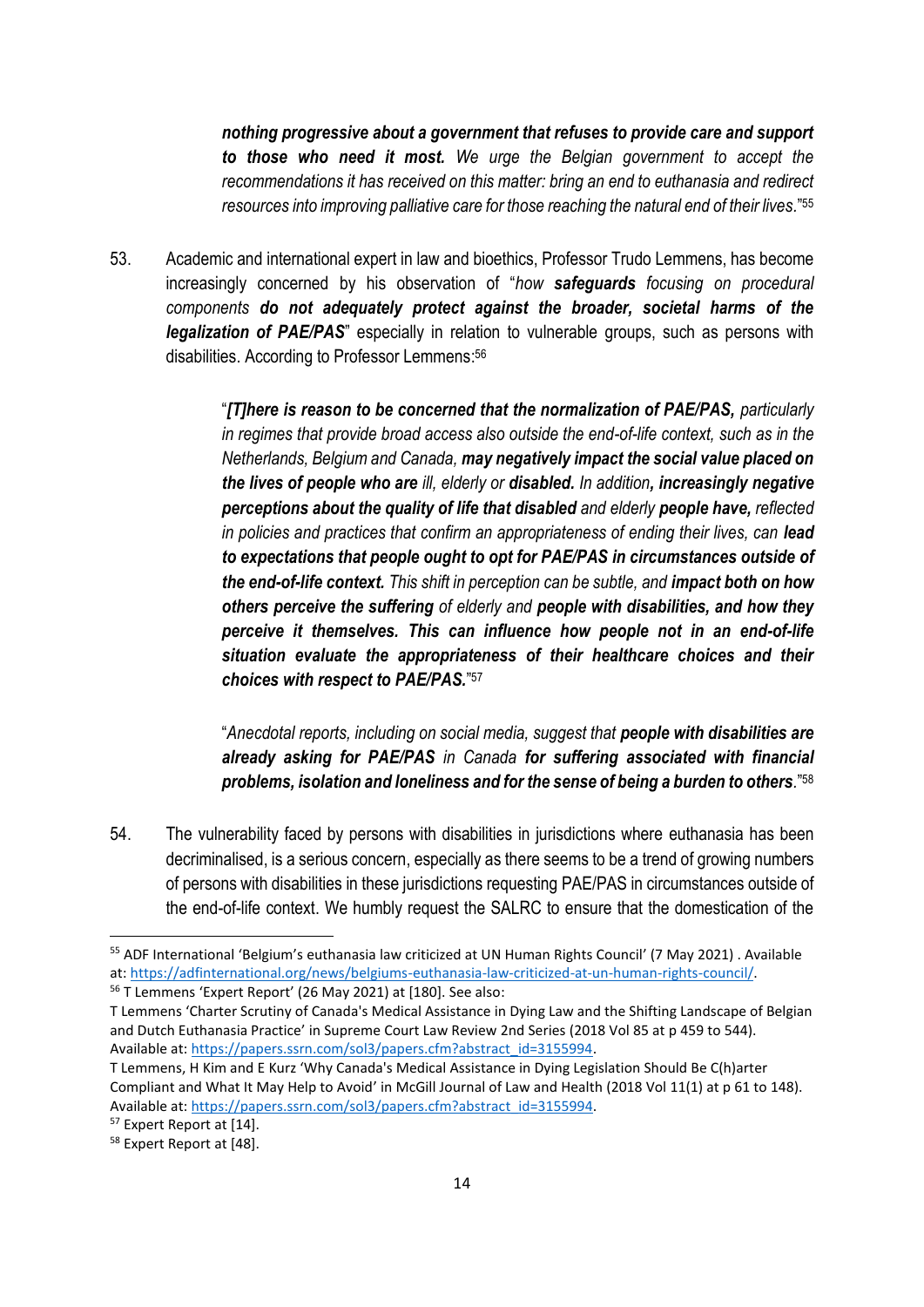> ***nothing progressive about a government that refuses to provide care and support to those who need it most.*** *We urge the Belgian government to accept the recommendations it has received on this matter: bring an end to euthanasia and redirect resources into improving palliative care for those reaching the natural end of their lives*."[55]

53. Academic and international expert in law and bioethics, Professor Trudo Lemmens, has become increasingly concerned by his observation of "*how* ***safeguards*** *focusing on procedural components* ***do not adequately protect against the broader, societal harms of the legalization of PAE/PAS***" especially in relation to vulnerable groups, such as persons with disabilities. According to Professor Lemmens:[56]

> "***[T]here is reason to be concerned that the normalization of PAE/PAS,*** *particularly in regimes that provide broad access also outside the end-of-life context, such as in the Netherlands, Belgium and Canada,* ***may negatively impact the social value placed on the lives of people who are*** *ill, elderly or* ***disabled.*** *In addition****, increasingly negative perceptions about the quality of life that disabled*** *and elderly* ***people have,*** *reflected in policies and practices that confirm an appropriateness of ending their lives, can* ***lead to expectations that people ought to opt for PAE/PAS in circumstances outside of the end-of-life context.*** *This shift in perception can be subtle, and* ***impact both on how others perceive the suffering*** *of elderly and* ***people with disabilities, and how they perceive it themselves. This can influence how people not in an end-of-life situation evaluate the appropriateness of their healthcare choices and their choices with respect to PAE/PAS.***"[57]
>
> "*Anecdotal reports, including on social media, suggest that* ***people with disabilities are already asking for PAE/PAS*** *in Canada* ***for suffering associated with financial problems, isolation and loneliness and for the sense of being a burden to others***."[58]

54. The vulnerability faced by persons with disabilities in jurisdictions where euthanasia has been decriminalised, is a serious concern, especially as there seems to be a trend of growing numbers of persons with disabilities in these jurisdictions requesting PAE/PAS in circumstances outside of the end-of-life context. We humbly request the SALRC to ensure that the domestication of the

---

[55] ADF International 'Belgium's euthanasia law criticized at UN Human Rights Council' (7 May 2021) . Available at: https://adfinternational.org/news/belgiums-euthanasia-law-criticized-at-un-human-rights-council/.

[56] T Lemmens 'Expert Report' (26 May 2021) at [180]. See also:
T Lemmens 'Charter Scrutiny of Canada's Medical Assistance in Dying Law and the Shifting Landscape of Belgian and Dutch Euthanasia Practice' in Supreme Court Law Review 2nd Series (2018 Vol 85 at p 459 to 544). Available at: https://papers.ssrn.com/sol3/papers.cfm?abstract_id=3155994.
T Lemmens, H Kim and E Kurz 'Why Canada's Medical Assistance in Dying Legislation Should Be C(h)arter Compliant and What It May Help to Avoid' in McGill Journal of Law and Health (2018 Vol 11(1) at p 61 to 148). Available at: https://papers.ssrn.com/sol3/papers.cfm?abstract_id=3155994.

[57] Expert Report at [14].

[58] Expert Report at [48].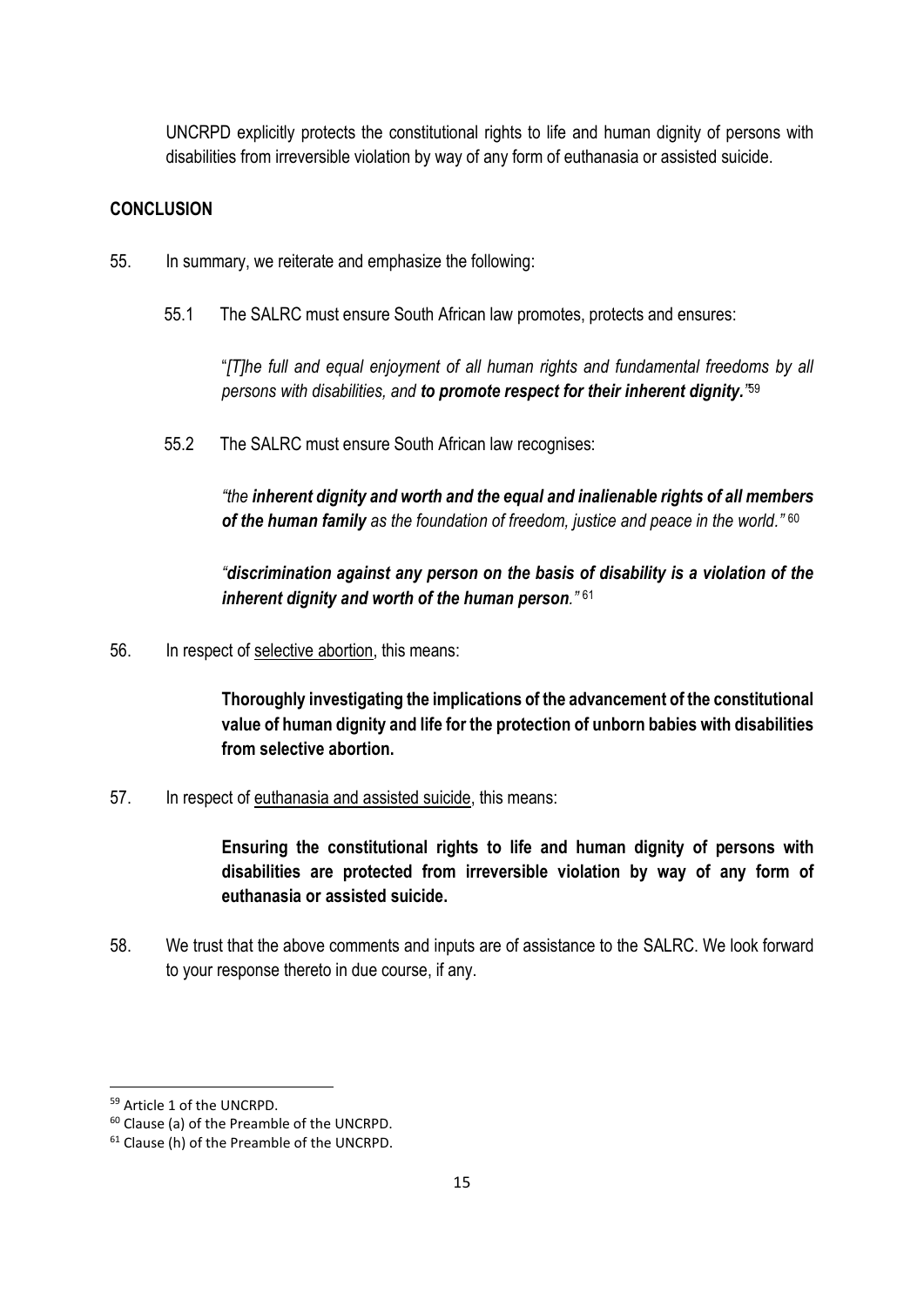UNCRPD explicitly protects the constitutional rights to life and human dignity of persons with disabilities from irreversible violation by way of any form of euthanasia or assisted suicide.

## CONCLUSION

55. In summary, we reiterate and emphasize the following:

    55.1 The SALRC must ensure South African law promotes, protects and ensures:

    "*[T]he full and equal enjoyment of all human rights and fundamental freedoms by all persons with disabilities, and **to promote respect for their inherent dignity.**"*[59]

    55.2 The SALRC must ensure South African law recognises:

    *"the **inherent dignity and worth and the equal and inalienable rights of all members of the human family** as the foundation of freedom, justice and peace in the world."* [60]

    *"**discrimination against any person on the basis of disability is a violation of the inherent dignity and worth of the human person**."* [61]

56. In respect of selective abortion, this means:

    **Thoroughly investigating the implications of the advancement of the constitutional value of human dignity and life for the protection of unborn babies with disabilities from selective abortion.**

57. In respect of euthanasia and assisted suicide, this means:

    **Ensuring the constitutional rights to life and human dignity of persons with disabilities are protected from irreversible violation by way of any form of euthanasia or assisted suicide.**

58. We trust that the above comments and inputs are of assistance to the SALRC. We look forward to your response thereto in due course, if any.

---

[59] Article 1 of the UNCRPD.

[60] Clause (a) of the Preamble of the UNCRPD.

[61] Clause (h) of the Preamble of the UNCRPD.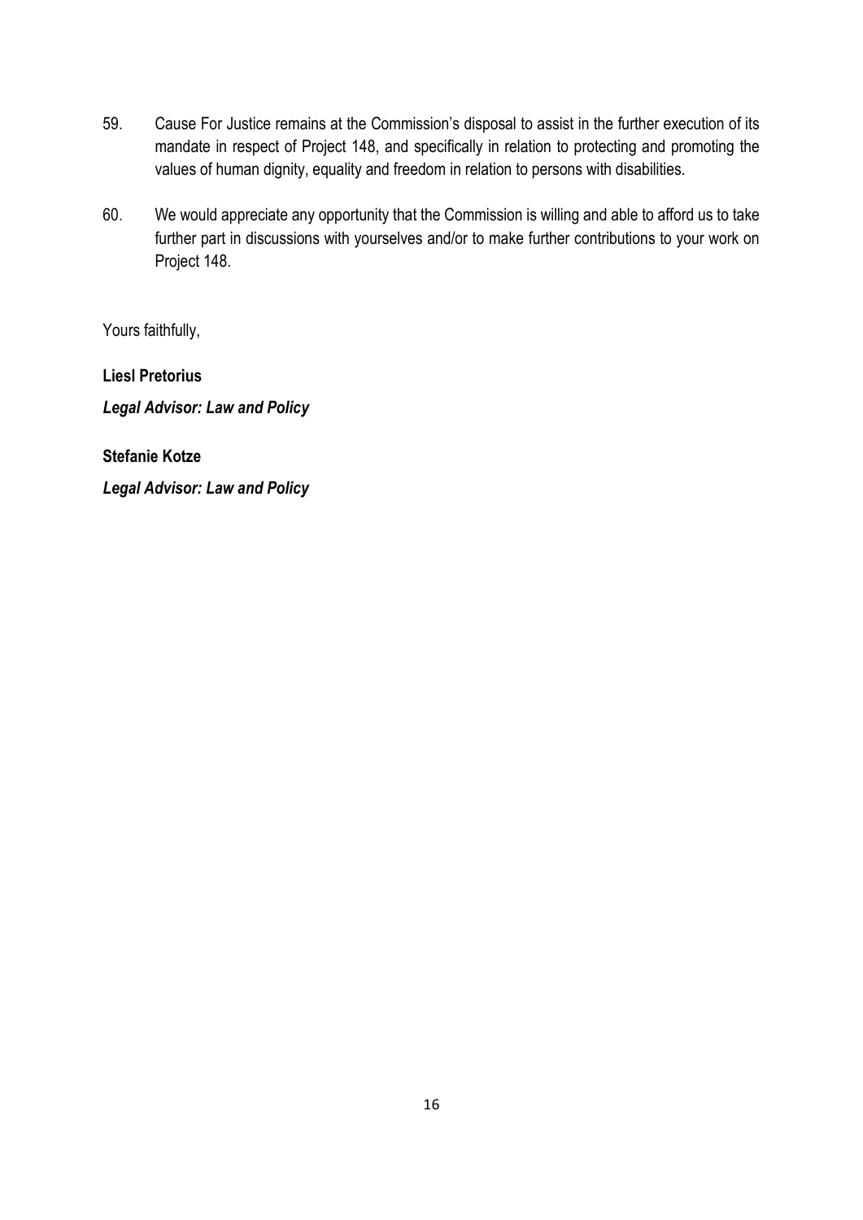59. Cause For Justice remains at the Commission's disposal to assist in the further execution of its mandate in respect of Project 148, and specifically in relation to protecting and promoting the values of human dignity, equality and freedom in relation to persons with disabilities.

60. We would appreciate any opportunity that the Commission is willing and able to afford us to take further part in discussions with yourselves and/or to make further contributions to your work on Project 148.

Yours faithfully,

**Liesl Pretorius**

***Legal Advisor: Law and Policy***

**Stefanie Kotze**

***Legal Advisor: Law and Policy***